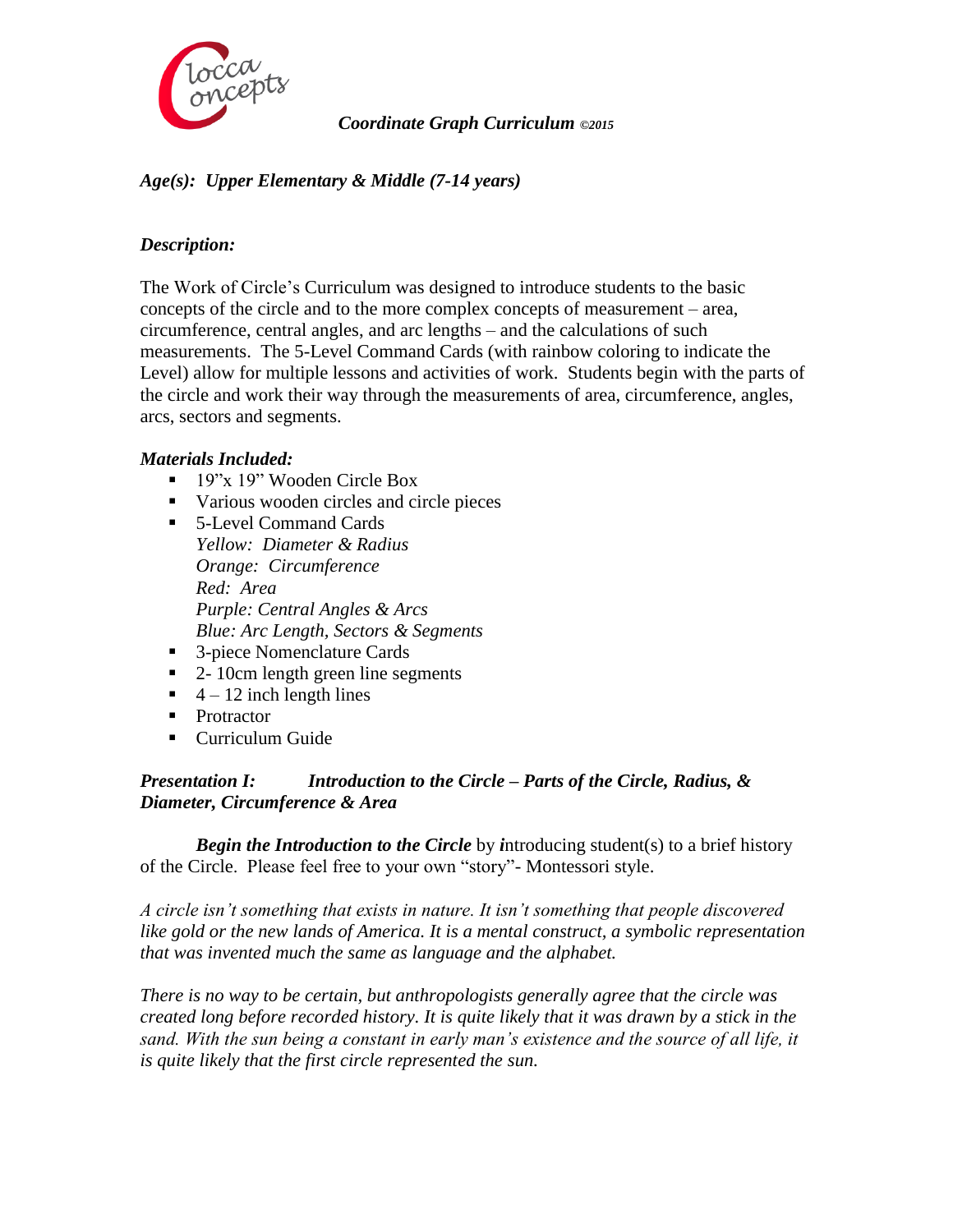Ciocca Concepts

***Coordinate Graph Curriculum** ©2015*

***Age(s): Upper Elementary & Middle (7-14 years)***

***Description:***

The Work of Circle's Curriculum was designed to introduce students to the basic concepts of the circle and to the more complex concepts of measurement – area, circumference, central angles, and arc lengths – and the calculations of such measurements. The 5-Level Command Cards (with rainbow coloring to indicate the Level) allow for multiple lessons and activities of work. Students begin with the parts of the circle and work their way through the measurements of area, circumference, angles, arcs, sectors and segments.

***Materials Included:***

- 19"x 19" Wooden Circle Box
- Various wooden circles and circle pieces
- 5-Level Command Cards
  *Yellow: Diameter & Radius*
  *Orange: Circumference*
  *Red: Area*
  *Purple: Central Angles & Arcs*
  *Blue: Arc Length, Sectors & Segments*
- 3-piece Nomenclature Cards
- 2- 10cm length green line segments
- 4 – 12 inch length lines
- Protractor
- Curriculum Guide

***Presentation I: Introduction to the Circle – Parts of the Circle, Radius, & Diameter, Circumference & Area***

***Begin the Introduction to the Circle*** by ***i***ntroducing student(s) to a brief history of the Circle. Please feel free to your own "story"- Montessori style.

*A circle isn't something that exists in nature. It isn't something that people discovered like gold or the new lands of America. It is a mental construct, a symbolic representation that was invented much the same as language and the alphabet.*

*There is no way to be certain, but anthropologists generally agree that the circle was created long before recorded history. It is quite likely that it was drawn by a stick in the sand. With the sun being a constant in early man's existence and the source of all life, it is quite likely that the first circle represented the sun.*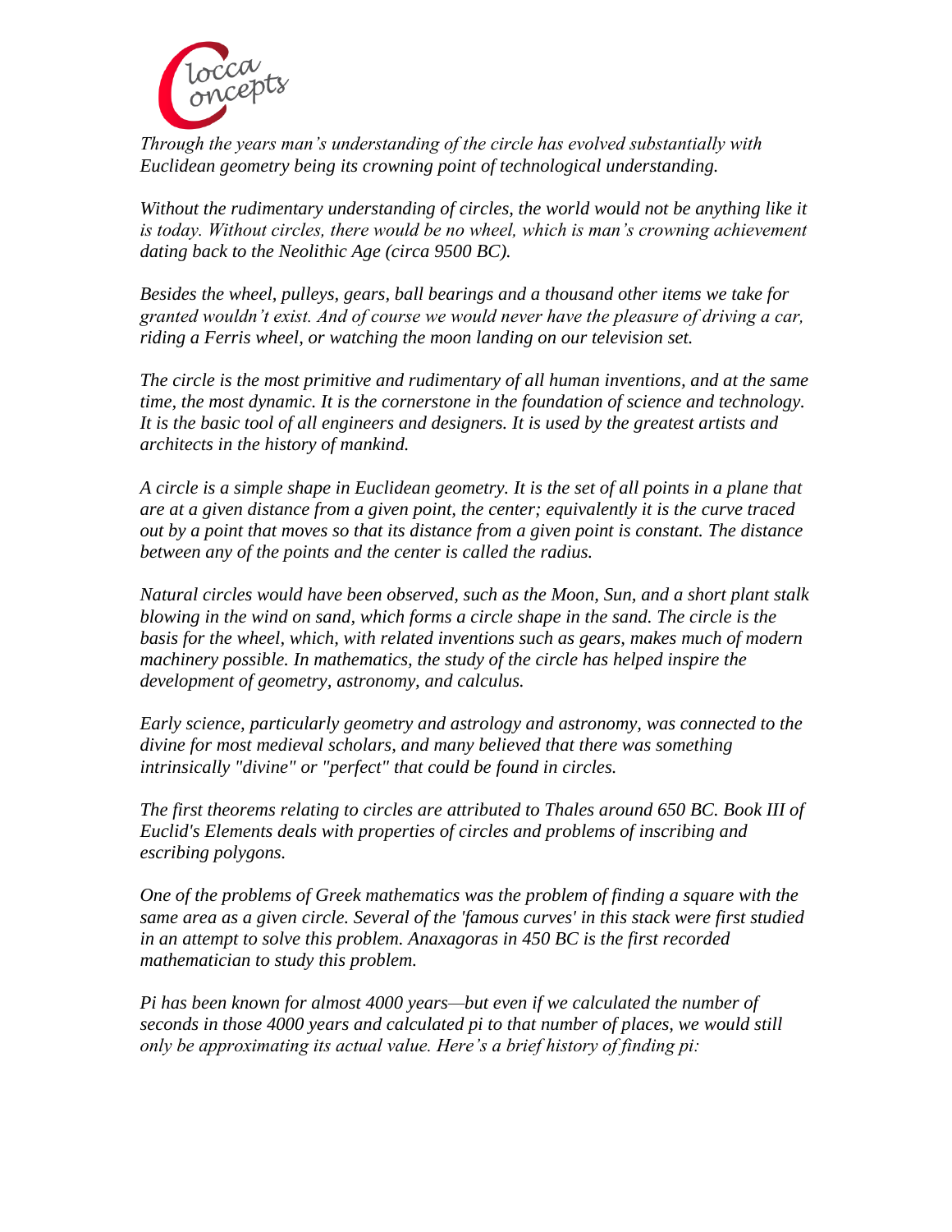*Through the years man's understanding of the circle has evolved substantially with Euclidean geometry being its crowning point of technological understanding.*

*Without the rudimentary understanding of circles, the world would not be anything like it is today. Without circles, there would be no wheel, which is man's crowning achievement dating back to the Neolithic Age (circa 9500 BC).*

*Besides the wheel, pulleys, gears, ball bearings and a thousand other items we take for granted wouldn't exist. And of course we would never have the pleasure of driving a car, riding a Ferris wheel, or watching the moon landing on our television set.*

*The circle is the most primitive and rudimentary of all human inventions, and at the same time, the most dynamic. It is the cornerstone in the foundation of science and technology. It is the basic tool of all engineers and designers. It is used by the greatest artists and architects in the history of mankind.*

*A circle is a simple shape in Euclidean geometry. It is the set of all points in a plane that are at a given distance from a given point, the center; equivalently it is the curve traced out by a point that moves so that its distance from a given point is constant. The distance between any of the points and the center is called the radius.*

*Natural circles would have been observed, such as the Moon, Sun, and a short plant stalk blowing in the wind on sand, which forms a circle shape in the sand. The circle is the basis for the wheel, which, with related inventions such as gears, makes much of modern machinery possible. In mathematics, the study of the circle has helped inspire the development of geometry, astronomy, and calculus.*

*Early science, particularly geometry and astrology and astronomy, was connected to the divine for most medieval scholars, and many believed that there was something intrinsically "divine" or "perfect" that could be found in circles.*

*The first theorems relating to circles are attributed to Thales around 650 BC. Book III of Euclid's Elements deals with properties of circles and problems of inscribing and escribing polygons.*

*One of the problems of Greek mathematics was the problem of finding a square with the same area as a given circle. Several of the 'famous curves' in this stack were first studied in an attempt to solve this problem. Anaxagoras in 450 BC is the first recorded mathematician to study this problem.*

*Pi has been known for almost 4000 years—but even if we calculated the number of seconds in those 4000 years and calculated pi to that number of places, we would still only be approximating its actual value. Here's a brief history of finding pi:*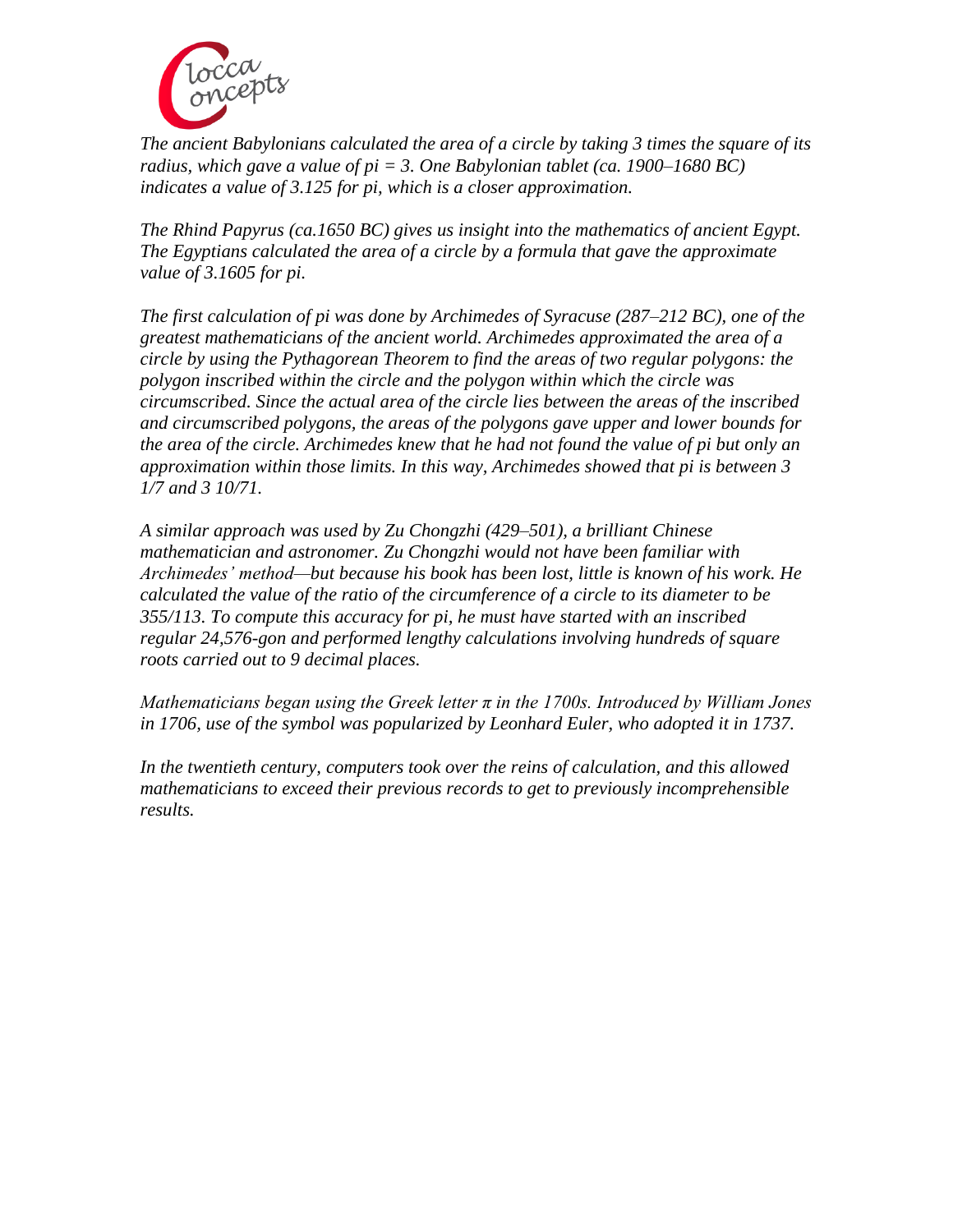*The ancient Babylonians calculated the area of a circle by taking 3 times the square of its radius, which gave a value of pi = 3. One Babylonian tablet (ca. 1900–1680 BC) indicates a value of 3.125 for pi, which is a closer approximation.*

*The Rhind Papyrus (ca.1650 BC) gives us insight into the mathematics of ancient Egypt. The Egyptians calculated the area of a circle by a formula that gave the approximate value of 3.1605 for pi.*

*The first calculation of pi was done by Archimedes of Syracuse (287–212 BC), one of the greatest mathematicians of the ancient world. Archimedes approximated the area of a circle by using the Pythagorean Theorem to find the areas of two regular polygons: the polygon inscribed within the circle and the polygon within which the circle was circumscribed. Since the actual area of the circle lies between the areas of the inscribed and circumscribed polygons, the areas of the polygons gave upper and lower bounds for the area of the circle. Archimedes knew that he had not found the value of pi but only an approximation within those limits. In this way, Archimedes showed that pi is between 3 1/7 and 3 10/71.*

*A similar approach was used by Zu Chongzhi (429–501), a brilliant Chinese mathematician and astronomer. Zu Chongzhi would not have been familiar with Archimedes' method—but because his book has been lost, little is known of his work. He calculated the value of the ratio of the circumference of a circle to its diameter to be 355/113. To compute this accuracy for pi, he must have started with an inscribed regular 24,576-gon and performed lengthy calculations involving hundreds of square roots carried out to 9 decimal places.*

*Mathematicians began using the Greek letter π in the 1700s. Introduced by William Jones in 1706, use of the symbol was popularized by Leonhard Euler, who adopted it in 1737.*

*In the twentieth century, computers took over the reins of calculation, and this allowed mathematicians to exceed their previous records to get to previously incomprehensible results.*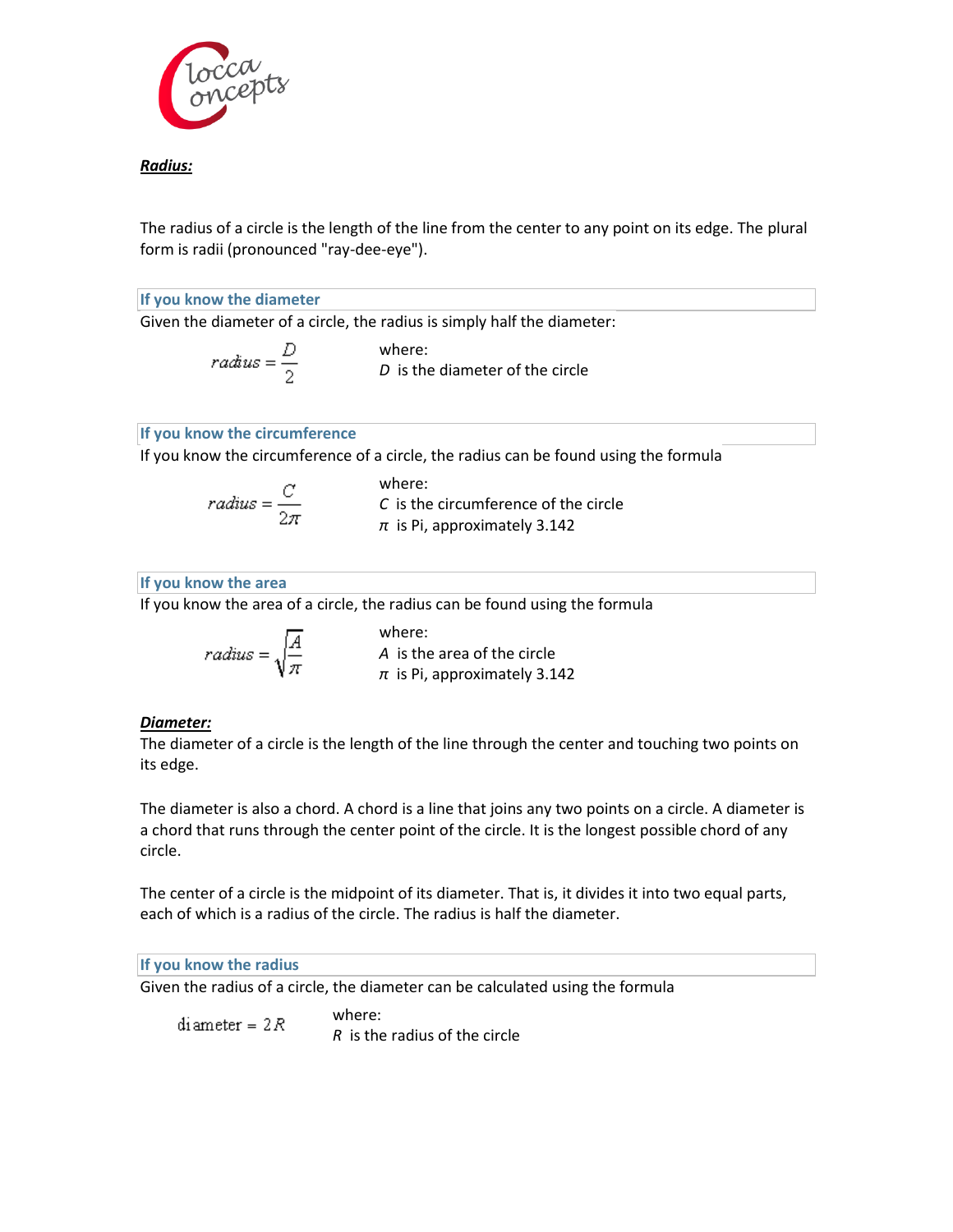***Radius:***

The radius of a circle is the length of the line from the center to any point on its edge. The plural form is radii (pronounced "ray-dee-eye").

### If you know the diameter

Given the diameter of a circle, the radius is simply half the diameter:

$$radius = \frac{D}{2}$$

where:
$D$ is the diameter of the circle

### If you know the circumference

If you know the circumference of a circle, the radius can be found using the formula

$$radius = \frac{C}{2\pi}$$

where:
$C$ is the circumference of the circle
$\pi$ is Pi, approximately 3.142

### If you know the area

If you know the area of a circle, the radius can be found using the formula

$$radius = \sqrt{\frac{A}{\pi}}$$

where:
$A$ is the area of the circle
$\pi$ is Pi, approximately 3.142

***Diameter:***

The diameter of a circle is the length of the line through the center and touching two points on its edge.

The diameter is also a chord. A chord is a line that joins any two points on a circle. A diameter is a chord that runs through the center point of the circle. It is the longest possible chord of any circle.

The center of a circle is the midpoint of its diameter. That is, it divides it into two equal parts, each of which is a radius of the circle. The radius is half the diameter.

### If you know the radius

Given the radius of a circle, the diameter can be calculated using the formula

$$\text{diameter} = 2R$$

where:
$R$ is the radius of the circle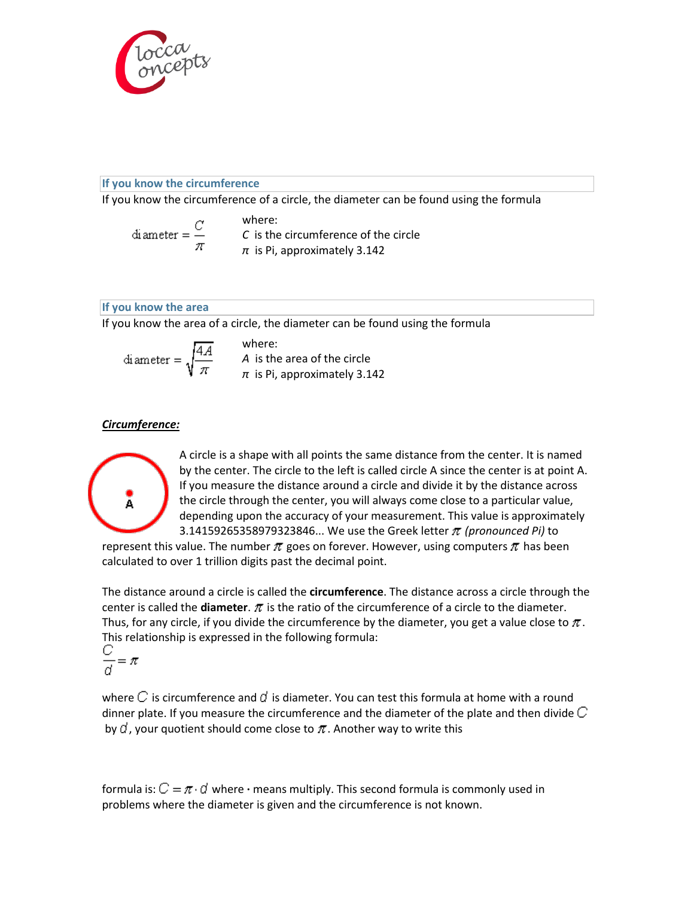### If you know the circumference

If you know the circumference of a circle, the diameter can be found using the formula

$$\text{diameter} = \frac{C}{\pi}$$

where:
$C$ is the circumference of the circle
$\pi$ is Pi, approximately 3.142

### If you know the area

If you know the area of a circle, the diameter can be found using the formula

$$\text{diameter} = \sqrt{\frac{4A}{\pi}}$$

where:
$A$ is the area of the circle
$\pi$ is Pi, approximately 3.142

***Circumference:***

A circle is a shape with all points the same distance from the center. It is named by the center. The circle to the left is called circle A since the center is at point A. If you measure the distance around a circle and divide it by the distance across the circle through the center, you will always come close to a particular value, depending upon the accuracy of your measurement. This value is approximately 3.14159265358979323846... We use the Greek letter $\pi$ *(pronounced Pi)* to represent this value. The number $\pi$ goes on forever. However, using computers $\pi$ has been calculated to over 1 trillion digits past the decimal point.

The distance around a circle is called the **circumference**. The distance across a circle through the center is called the **diameter**. $\pi$ is the ratio of the circumference of a circle to the diameter. Thus, for any circle, if you divide the circumference by the diameter, you get a value close to $\pi$. This relationship is expressed in the following formula:

$$\frac{C}{d} = \pi$$

where $C$ is circumference and $d$ is diameter. You can test this formula at home with a round dinner plate. If you measure the circumference and the diameter of the plate and then divide $C$ by $d$, your quotient should come close to $\pi$. Another way to write this

formula is: $C = \pi \cdot d$ where $\cdot$ means multiply. This second formula is commonly used in problems where the diameter is given and the circumference is not known.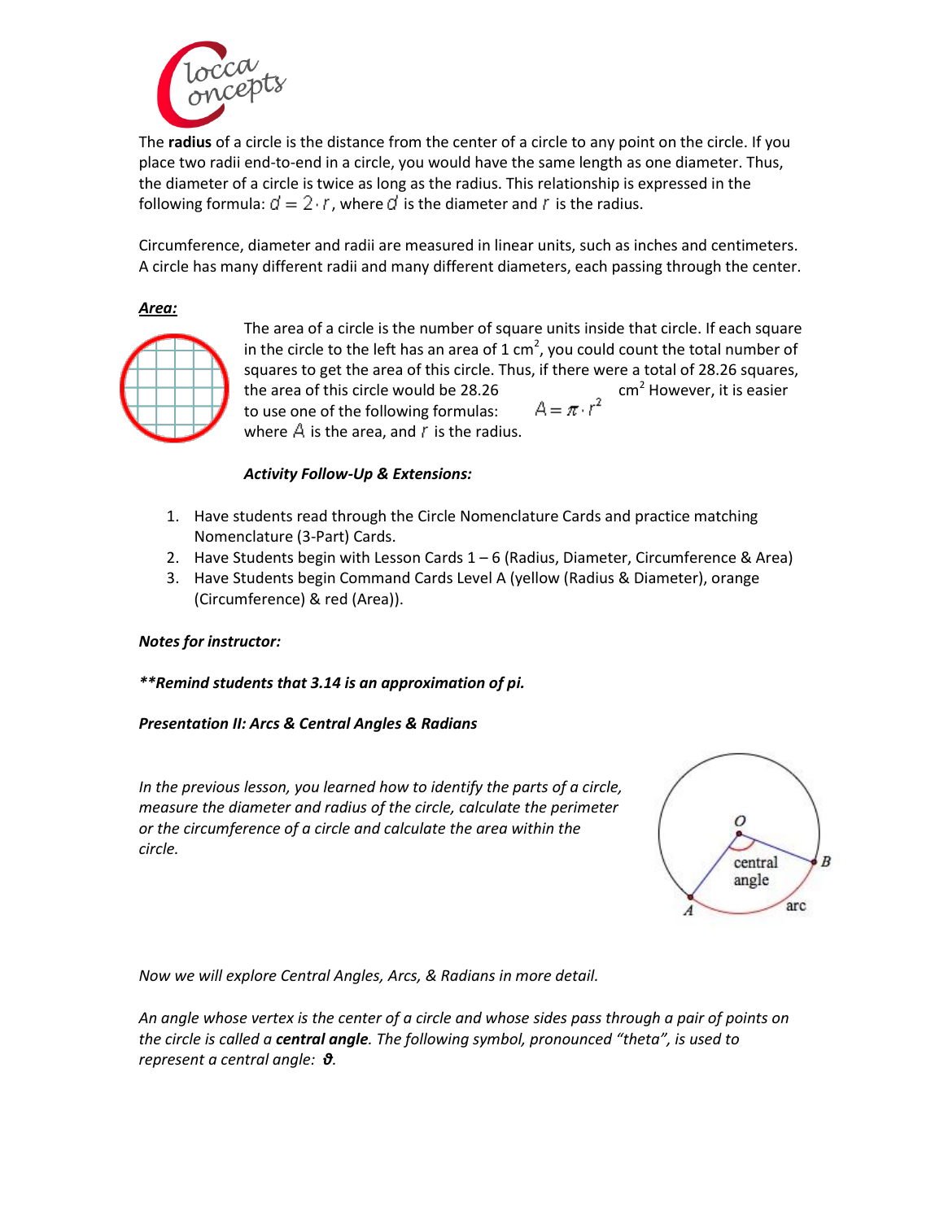The **radius** of a circle is the distance from the center of a circle to any point on the circle. If you place two radii end-to-end in a circle, you would have the same length as one diameter. Thus, the diameter of a circle is twice as long as the radius. This relationship is expressed in the following formula: $d = 2 \cdot r$, where $d$ is the diameter and $r$ is the radius.

Circumference, diameter and radii are measured in linear units, such as inches and centimeters. A circle has many different radii and many different diameters, each passing through the center.

***Area:***

The area of a circle is the number of square units inside that circle. If each square in the circle to the left has an area of 1 $cm^2$, you could count the total number of squares to get the area of this circle. Thus, if there were a total of 28.26 squares, the area of this circle would be 28.26 $cm^2$ However, it is easier to use one of the following formulas: $A = \pi \cdot r^2$ where $A$ is the area, and $r$ is the radius.

***Activity Follow-Up & Extensions:***

1. Have students read through the Circle Nomenclature Cards and practice matching Nomenclature (3-Part) Cards.
2. Have Students begin with Lesson Cards 1 – 6 (Radius, Diameter, Circumference & Area)
3. Have Students begin Command Cards Level A (yellow (Radius & Diameter), orange (Circumference) & red (Area)).

***Notes for instructor:***

***\*\*Remind students that 3.14 is an approximation of pi.***

***Presentation II: Arcs & Central Angles & Radians***

*In the previous lesson, you learned how to identify the parts of a circle, measure the diameter and radius of the circle, calculate the perimeter or the circumference of a circle and calculate the area within the circle.*

*Now we will explore Central Angles, Arcs, & Radians in more detail.*

*An angle whose vertex is the center of a circle and whose sides pass through a pair of points on the circle is called a **central angle**. The following symbol, pronounced "theta", is used to represent a central angle:* $\vartheta$.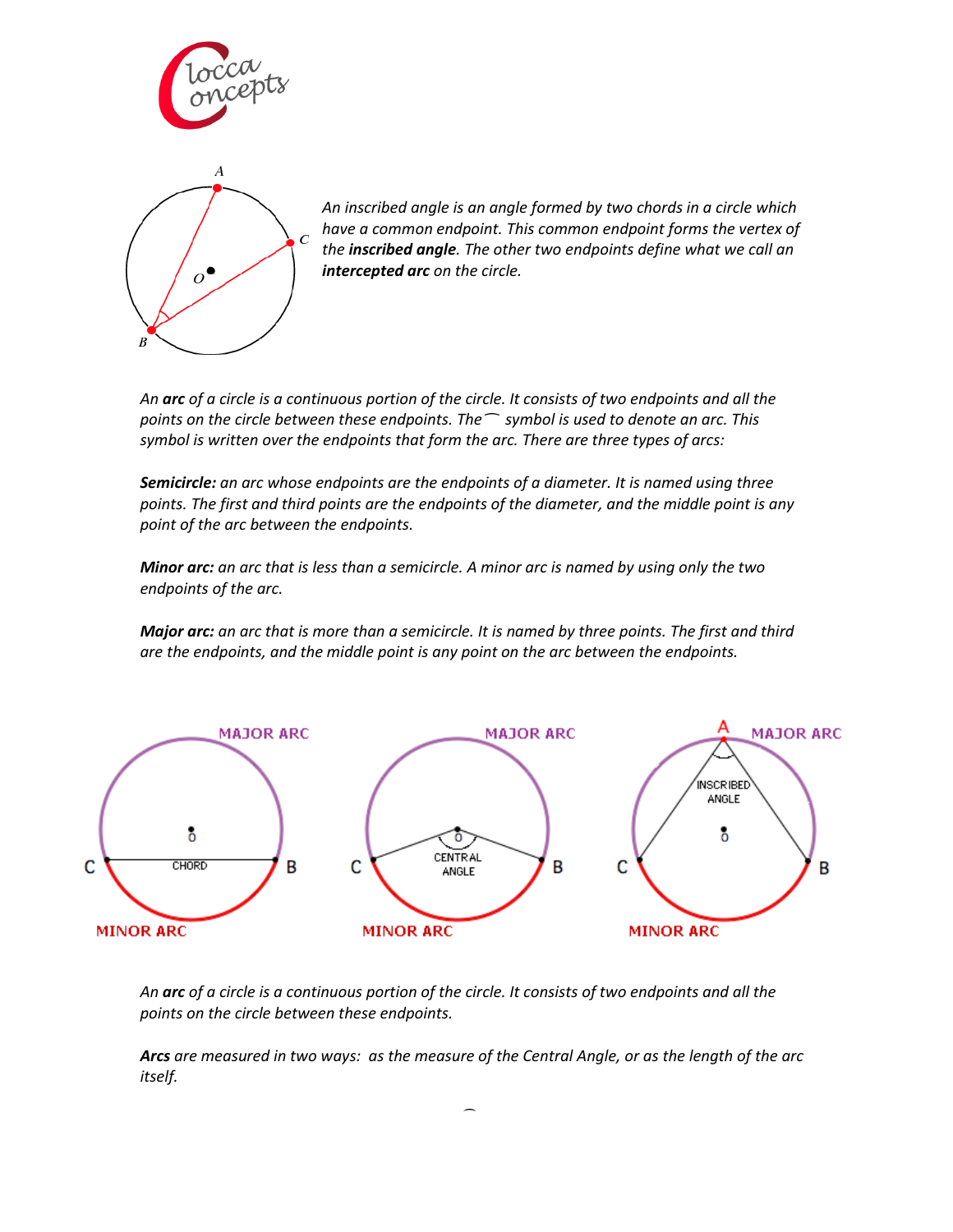An inscribed angle is an angle formed by two chords in a circle which have a common endpoint. This common endpoint forms the vertex of the **inscribed angle**. The other two endpoints define what we call an **intercepted arc** on the circle.

An **arc** of a circle is a continuous portion of the circle. It consists of two endpoints and all the points on the circle between these endpoints. The ⌒ symbol is used to denote an arc. This symbol is written over the endpoints that form the arc. There are three types of arcs:

**Semicircle:** an arc whose endpoints are the endpoints of a diameter. It is named using three points. The first and third points are the endpoints of the diameter, and the middle point is any point of the arc between the endpoints.

**Minor arc:** an arc that is less than a semicircle. A minor arc is named by using only the two endpoints of the arc.

**Major arc:** an arc that is more than a semicircle. It is named by three points. The first and third are the endpoints, and the middle point is any point on the arc between the endpoints.

An **arc** of a circle is a continuous portion of the circle. It consists of two endpoints and all the points on the circle between these endpoints.

**Arcs** are measured in two ways: as the measure of the Central Angle, or as the length of the arc itself.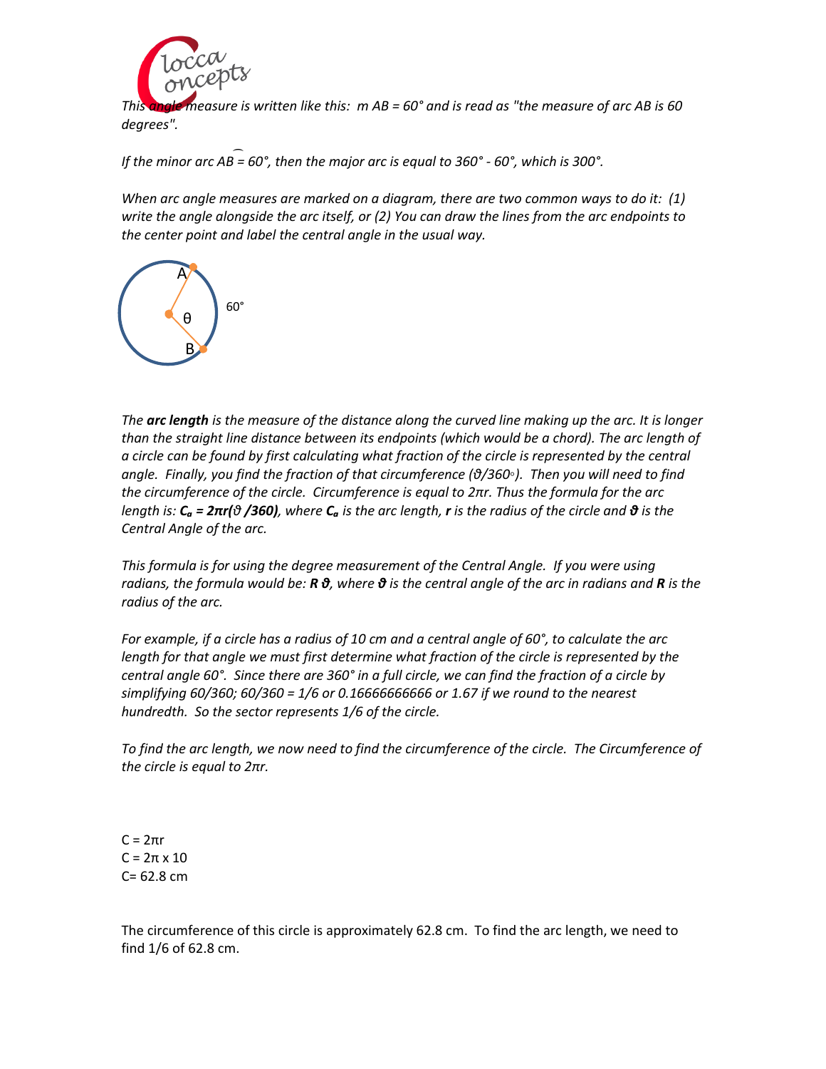*This angle measure is written like this: m AB = 60° and is read as "the measure of arc AB is 60 degrees".*

*If the minor arc $\overset{\frown}{AB}$ = 60°, then the major arc is equal to 360° - 60°, which is 300°.*

*When arc angle measures are marked on a diagram, there are two common ways to do it: (1) write the angle alongside the arc itself, or (2) You can draw the lines from the arc endpoints to the center point and label the central angle in the usual way.*

*The **arc length** is the measure of the distance along the curved line making up the arc. It is longer than the straight line distance between its endpoints (which would be a chord). The arc length of a circle can be found by first calculating what fraction of the circle is represented by the central angle. Finally, you find the fraction of that circumference (ϑ/360◦). Then you will need to find the circumference of the circle. Circumference is equal to 2πr. Thus the formula for the arc length is: **$C_a$ = 2πr(ϑ /360)**, where **$C_a$** is the arc length, **r** is the radius of the circle and **ϑ** is the Central Angle of the arc.*

*This formula is for using the degree measurement of the Central Angle. If you were using radians, the formula would be: **R ϑ**, where **ϑ** is the central angle of the arc in radians and **R** is the radius of the arc.*

*For example, if a circle has a radius of 10 cm and a central angle of 60°, to calculate the arc length for that angle we must first determine what fraction of the circle is represented by the central angle 60°. Since there are 360° in a full circle, we can find the fraction of a circle by simplifying 60/360; 60/360 = 1/6 or 0.16666666666 or 1.67 if we round to the nearest hundredth. So the sector represents 1/6 of the circle.*

*To find the arc length, we now need to find the circumference of the circle. The Circumference of the circle is equal to 2πr.*

C = 2πr
C = 2π x 10
C= 62.8 cm

The circumference of this circle is approximately 62.8 cm. To find the arc length, we need to find 1/6 of 62.8 cm.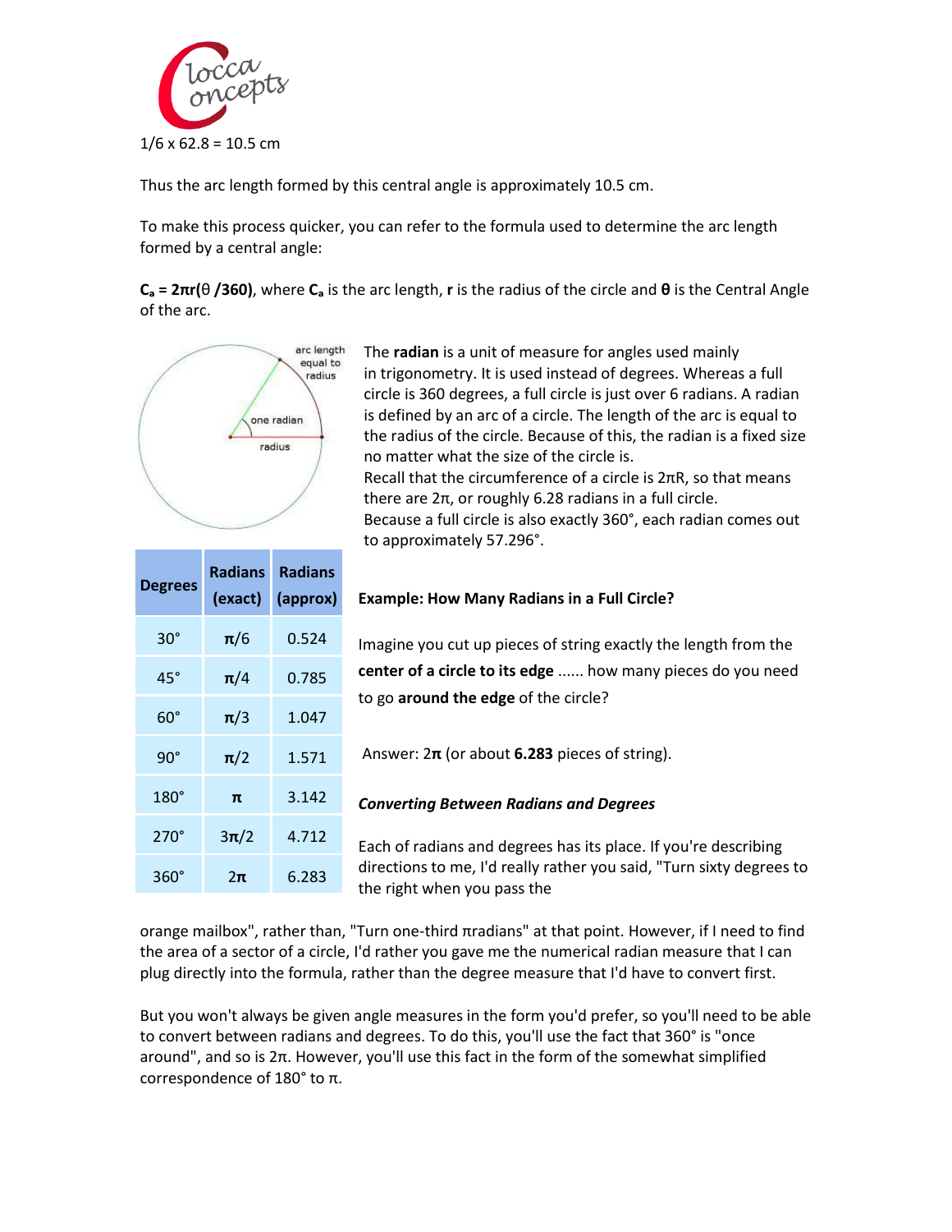1/6 x 62.8 = 10.5 cm

Thus the arc length formed by this central angle is approximately 10.5 cm.

To make this process quicker, you can refer to the formula used to determine the arc length formed by a central angle:

$\mathbf{C_a = 2\pi r(\theta/360)}$, where $\mathbf{C_a}$ is the arc length, **r** is the radius of the circle and **θ** is the Central Angle of the arc.

The **radian** is a unit of measure for angles used mainly in trigonometry. It is used instead of degrees. Whereas a full circle is 360 degrees, a full circle is just over 6 radians. A radian is defined by an arc of a circle. The length of the arc is equal to the radius of the circle. Because of this, the radian is a fixed size no matter what the size of the circle is.
Recall that the circumference of a circle is $2\pi R$, so that means there are $2\pi$, or roughly 6.28 radians in a full circle.
Because a full circle is also exactly 360°, each radian comes out to approximately 57.296°.

| Degrees | Radians (exact) | Radians (approx) |
|---|---|---|
| 30° | $\pi/6$ | 0.524 |
| 45° | $\pi/4$ | 0.785 |
| 60° | $\pi/3$ | 1.047 |
| 90° | $\pi/2$ | 1.571 |
| 180° | $\pi$ | 3.142 |
| 270° | $3\pi/2$ | 4.712 |
| 360° | $2\pi$ | 6.283 |

**Example: How Many Radians in a Full Circle?**

Imagine you cut up pieces of string exactly the length from the **center of a circle to its edge** ...... how many pieces do you need to go **around the edge** of the circle?

Answer: $2\pi$ (or about **6.283** pieces of string).

***Converting Between Radians and Degrees***

Each of radians and degrees has its place. If you're describing directions to me, I'd really rather you said, "Turn sixty degrees to the right when you pass the orange mailbox", rather than, "Turn one-third πradians" at that point. However, if I need to find the area of a sector of a circle, I'd rather you gave me the numerical radian measure that I can plug directly into the formula, rather than the degree measure that I'd have to convert first.

But you won't always be given angle measures in the form you'd prefer, so you'll need to be able to convert between radians and degrees. To do this, you'll use the fact that 360° is "once around", and so is $2\pi$. However, you'll use this fact in the form of the somewhat simplified correspondence of 180° to $\pi$.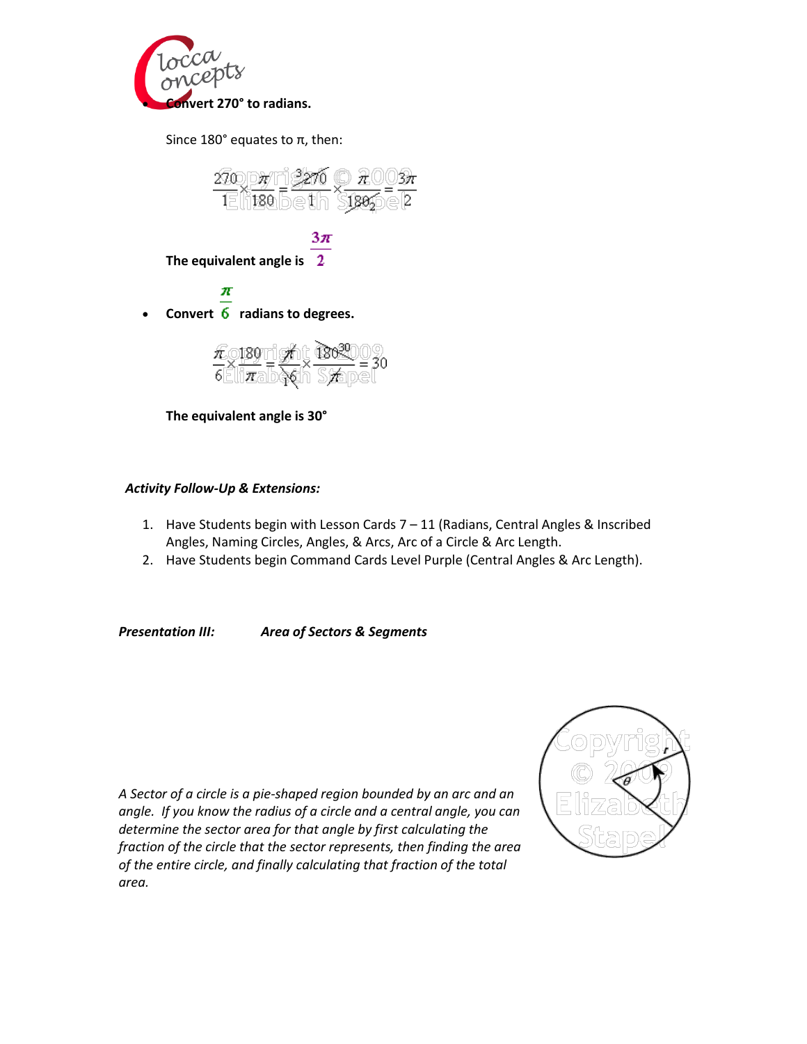- **Convert 270° to radians.**

  Since 180° equates to π, then:

  $$\frac{270}{1} \times \frac{\pi}{180} = \frac{\cancel{270}^{3}}{1} \times \frac{\pi}{\cancel{180}_{2}} = \frac{3\pi}{2}$$

  **The equivalent angle is** $\frac{3\pi}{2}$

- **Convert** $\frac{\pi}{6}$ **radians to degrees.**

  $$\frac{\pi}{6} \times \frac{180}{\pi} = \frac{\cancel{\pi}}{\cancel{6}_{1}} \times \frac{\cancel{180}^{30}}{\cancel{\pi}} = 30$$

  **The equivalent angle is 30°**

***Activity Follow-Up & Extensions:***

1. Have Students begin with Lesson Cards 7 – 11 (Radians, Central Angles & Inscribed Angles, Naming Circles, Angles, & Arcs, Arc of a Circle & Arc Length.
2. Have Students begin Command Cards Level Purple (Central Angles & Arc Length).

***Presentation III: Area of Sectors & Segments***

*A Sector of a circle is a pie-shaped region bounded by an arc and an angle. If you know the radius of a circle and a central angle, you can determine the sector area for that angle by first calculating the fraction of the circle that the sector represents, then finding the area of the entire circle, and finally calculating that fraction of the total area.*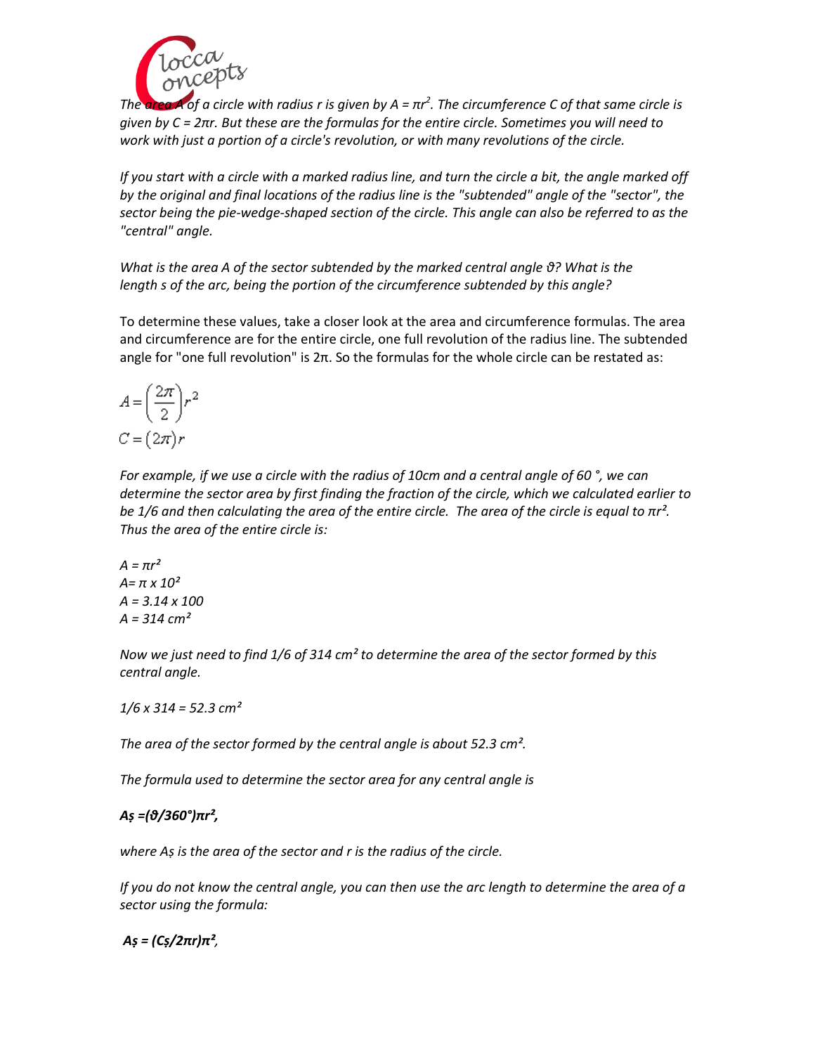*The area A of a circle with radius r is given by $A = \pi r^2$. The circumference C of that same circle is given by $C = 2\pi r$. But these are the formulas for the entire circle. Sometimes you will need to work with just a portion of a circle's revolution, or with many revolutions of the circle.*

*If you start with a circle with a marked radius line, and turn the circle a bit, the angle marked off by the original and final locations of the radius line is the "subtended" angle of the "sector", the sector being the pie-wedge-shaped section of the circle. This angle can also be referred to as the "central" angle.*

*What is the area A of the sector subtended by the marked central angle $\vartheta$? What is the length s of the arc, being the portion of the circumference subtended by this angle?*

To determine these values, take a closer look at the area and circumference formulas. The area and circumference are for the entire circle, one full revolution of the radius line. The subtended angle for "one full revolution" is 2π. So the formulas for the whole circle can be restated as:

$$A = \left(\frac{2\pi}{2}\right)r^2$$

$$C = (2\pi)r$$

*For example, if we use a circle with the radius of 10cm and a central angle of 60 °, we can determine the sector area by first finding the fraction of the circle, which we calculated earlier to be 1/6 and then calculating the area of the entire circle. The area of the circle is equal to $\pi r^2$. Thus the area of the entire circle is:*

*$A = \pi r^2$*
*$A = \pi \times 10^2$*
*$A = 3.14 \times 100$*
*$A = 314\ cm^2$*

*Now we just need to find 1/6 of 314 $cm^2$ to determine the area of the sector formed by this central angle.*

*$1/6 \times 314 = 52.3\ cm^2$*

*The area of the sector formed by the central angle is about 52.3 $cm^2$.*

*The formula used to determine the sector area for any central angle is*

***$A_s = (\vartheta/360°)\pi r^2$,***

*where $A_s$ is the area of the sector and r is the radius of the circle.*

*If you do not know the central angle, you can then use the arc length to determine the area of a sector using the formula:*

***$A_s = (C_s/2\pi r)\pi^2$,***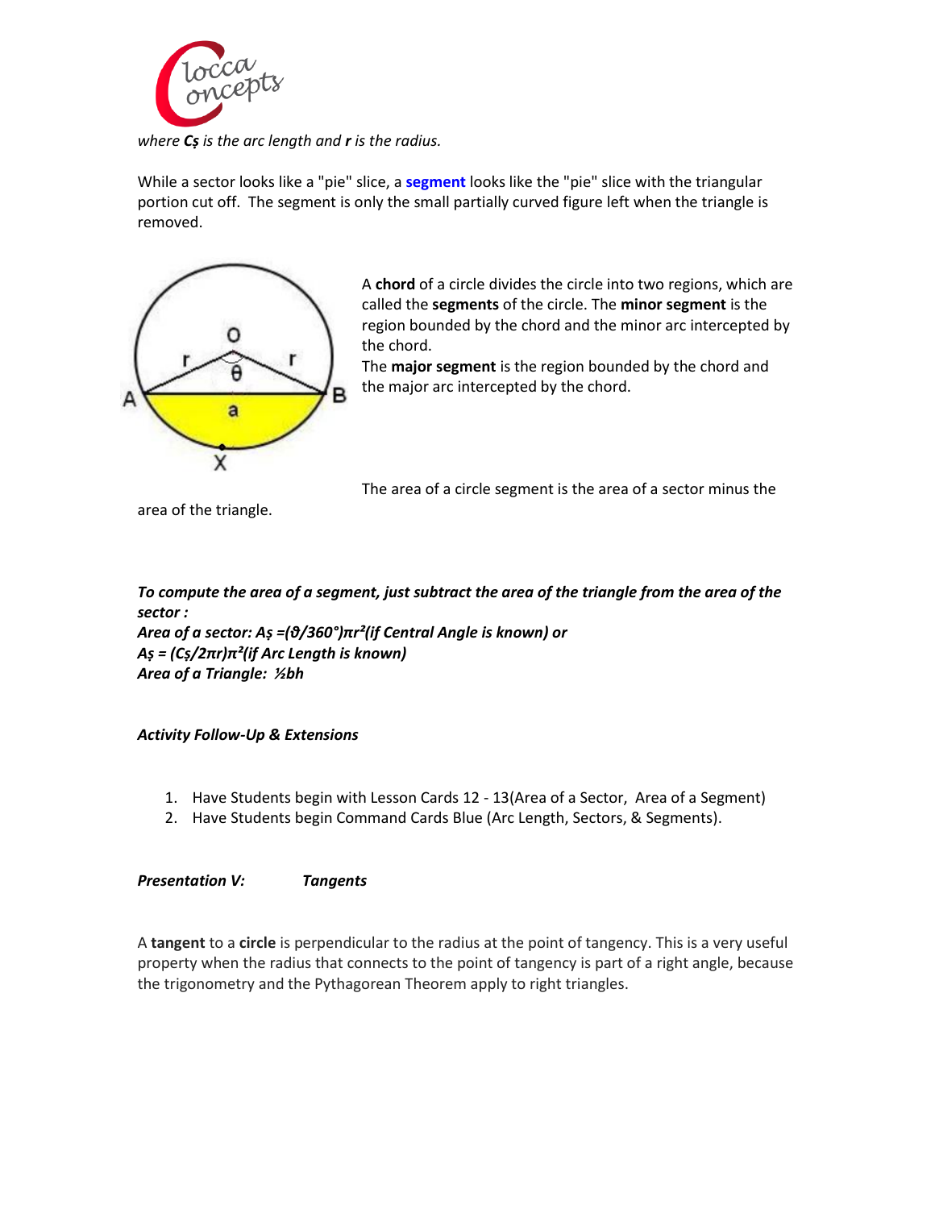*where* $C_s$ *is the arc length and* $r$ *is the radius.*

While a sector looks like a "pie" slice, a **segment** looks like the "pie" slice with the triangular portion cut off. The segment is only the small partially curved figure left when the triangle is removed.

A **chord** of a circle divides the circle into two regions, which are called the **segments** of the circle. The **minor segment** is the region bounded by the chord and the minor arc intercepted by the chord.

The **major segment** is the region bounded by the chord and the major arc intercepted by the chord.

The area of a circle segment is the area of a sector minus the area of the triangle.

***To compute the area of a segment, just subtract the area of the triangle from the area of the sector :***

***Area of a sector:*** $A_s = (\vartheta/360°)\pi r^2$ ***(if Central Angle is known) or***

$A_s = (C_s/2\pi r)\pi r^2$ ***(if Arc Length is known)***

***Area of a Triangle:*** $\frac{1}{2}bh$

***Activity Follow-Up & Extensions***

1. Have Students begin with Lesson Cards 12 - 13(Area of a Sector, Area of a Segment)
2. Have Students begin Command Cards Blue (Arc Length, Sectors, & Segments).

***Presentation V: Tangents***

A **tangent** to a **circle** is perpendicular to the radius at the point of tangency. This is a very useful property when the radius that connects to the point of tangency is part of a right angle, because the trigonometry and the Pythagorean Theorem apply to right triangles.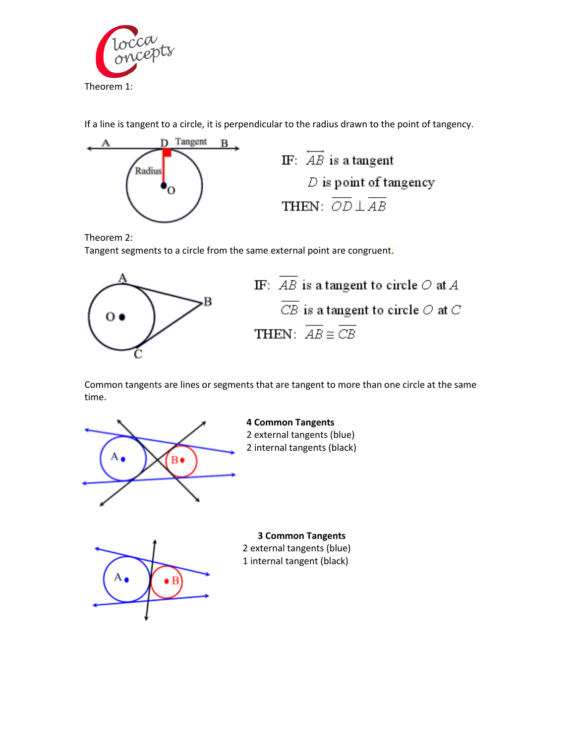Theorem 1:

If a line is tangent to a circle, it is perpendicular to the radius drawn to the point of tangency.

IF: $\overleftrightarrow{AB}$ is a tangent

$D$ is point of tangency

THEN: $\overline{OD} \perp \overline{AB}$

Theorem 2:
Tangent segments to a circle from the same external point are congruent.

IF: $\overline{AB}$ is a tangent to circle $O$ at $A$

$\overline{CB}$ is a tangent to circle $O$ at $C$

THEN: $\overline{AB} \cong \overline{CB}$

Common tangents are lines or segments that are tangent to more than one circle at the same time.

**4 Common Tangents**
2 external tangents (blue)
2 internal tangents (black)

**3 Common Tangents**
2 external tangents (blue)
1 internal tangent (black)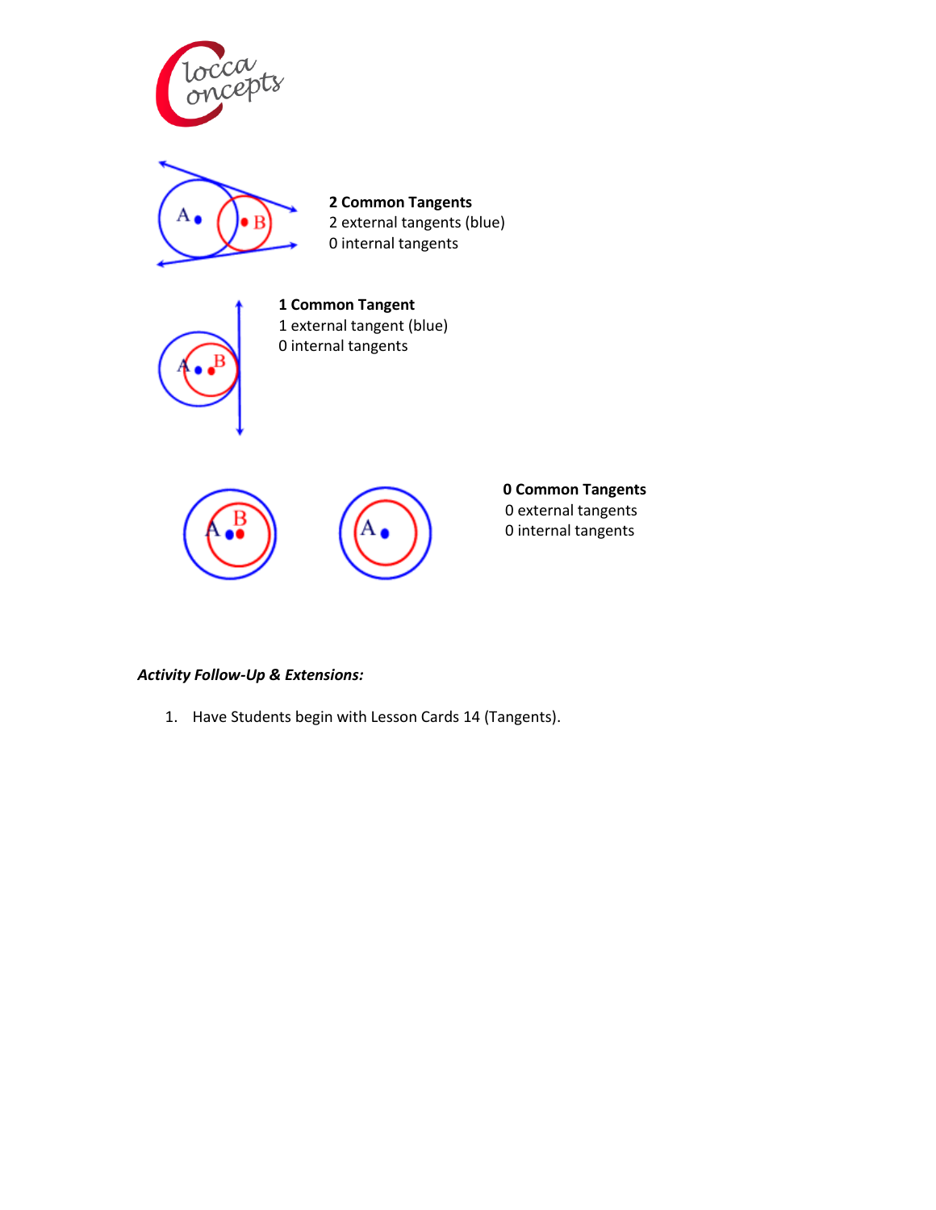**2 Common Tangents**
2 external tangents (blue)
0 internal tangents

**1 Common Tangent**
1 external tangent (blue)
0 internal tangents

**0 Common Tangents**
0 external tangents
0 internal tangents

***Activity Follow-Up & Extensions:***

1. Have Students begin with Lesson Cards 14 (Tangents).